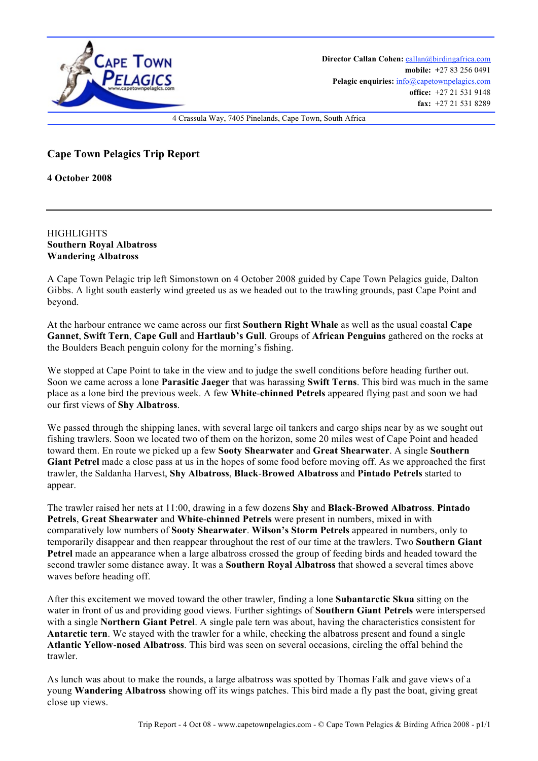Director Callan Cohen: callan@birdingafrica.com
mobile: +27 83 256 0491
Pelagic enquiries: info@capetownpelagics.com
office: +27 21 531 9148
fax: +27 21 531 8289

4 Crassula Way, 7405 Pinelands, Cape Town, South Africa

# Cape Town Pelagics Trip Report

**4 October 2008**

---

HIGHLIGHTS
**Southern Royal Albatross**
**Wandering Albatross**

A Cape Town Pelagic trip left Simonstown on 4 October 2008 guided by Cape Town Pelagics guide, Dalton Gibbs. A light south easterly wind greeted us as we headed out to the trawling grounds, past Cape Point and beyond.

At the harbour entrance we came across our first **Southern Right Whale** as well as the usual coastal **Cape Gannet**, **Swift Tern**, **Cape Gull** and **Hartlaub's Gull**. Groups of **African Penguins** gathered on the rocks at the Boulders Beach penguin colony for the morning's fishing.

We stopped at Cape Point to take in the view and to judge the swell conditions before heading further out. Soon we came across a lone **Parasitic Jaeger** that was harassing **Swift Terns**. This bird was much in the same place as a lone bird the previous week. A few **White-chinned Petrels** appeared flying past and soon we had our first views of **Shy Albatross**.

We passed through the shipping lanes, with several large oil tankers and cargo ships near by as we sought out fishing trawlers. Soon we located two of them on the horizon, some 20 miles west of Cape Point and headed toward them. En route we picked up a few **Sooty Shearwater** and **Great Shearwater**. A single **Southern Giant Petrel** made a close pass at us in the hopes of some food before moving off. As we approached the first trawler, the Saldanha Harvest, **Shy Albatross**, **Black-Browed Albatross** and **Pintado Petrels** started to appear.

The trawler raised her nets at 11:00, drawing in a few dozens **Shy** and **Black-Browed Albatross**. **Pintado Petrels**, **Great Shearwater** and **White-chinned Petrels** were present in numbers, mixed in with comparatively low numbers of **Sooty Shearwater**. **Wilson's Storm Petrels** appeared in numbers, only to temporarily disappear and then reappear throughout the rest of our time at the trawlers. Two **Southern Giant Petrel** made an appearance when a large albatross crossed the group of feeding birds and headed toward the second trawler some distance away. It was a **Southern Royal Albatross** that showed a several times above waves before heading off.

After this excitement we moved toward the other trawler, finding a lone **Subantarctic Skua** sitting on the water in front of us and providing good views. Further sightings of **Southern Giant Petrels** were interspersed with a single **Northern Giant Petrel**. A single pale tern was about, having the characteristics consistent for **Antarctic tern**. We stayed with the trawler for a while, checking the albatross present and found a single **Atlantic Yellow-nosed Albatross**. This bird was seen on several occasions, circling the offal behind the trawler.

As lunch was about to make the rounds, a large albatross was spotted by Thomas Falk and gave views of a young **Wandering Albatross** showing off its wings patches. This bird made a fly past the boat, giving great close up views.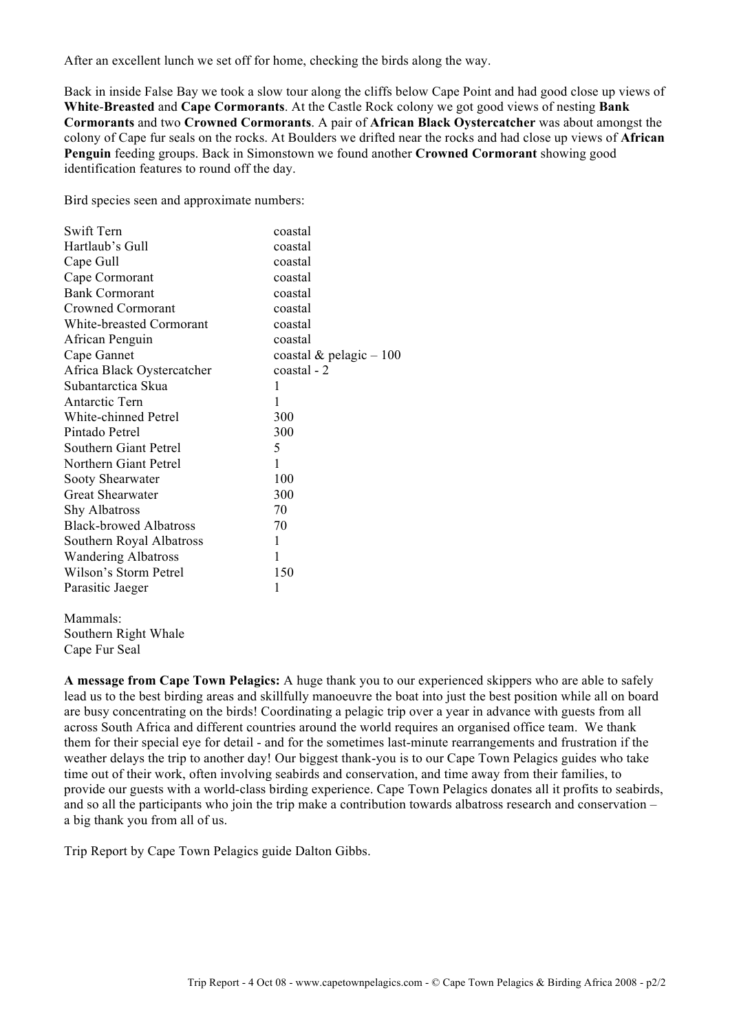After an excellent lunch we set off for home, checking the birds along the way.

Back in inside False Bay we took a slow tour along the cliffs below Cape Point and had good close up views of **White-Breasted** and **Cape Cormorants**. At the Castle Rock colony we got good views of nesting **Bank Cormorants** and two **Crowned Cormorants**. A pair of **African Black Oystercatcher** was about amongst the colony of Cape fur seals on the rocks. At Boulders we drifted near the rocks and had close up views of **African Penguin** feeding groups. Back in Simonstown we found another **Crowned Cormorant** showing good identification features to round off the day.

Bird species seen and approximate numbers:

| | |
|---|---|
| Swift Tern | coastal |
| Hartlaub's Gull | coastal |
| Cape Gull | coastal |
| Cape Cormorant | coastal |
| Bank Cormorant | coastal |
| Crowned Cormorant | coastal |
| White-breasted Cormorant | coastal |
| African Penguin | coastal |
| Cape Gannet | coastal & pelagic – 100 |
| Africa Black Oystercatcher | coastal - 2 |
| Subantarctica Skua | 1 |
| Antarctic Tern | 1 |
| White-chinned Petrel | 300 |
| Pintado Petrel | 300 |
| Southern Giant Petrel | 5 |
| Northern Giant Petrel | 1 |
| Sooty Shearwater | 100 |
| Great Shearwater | 300 |
| Shy Albatross | 70 |
| Black-browed Albatross | 70 |
| Southern Royal Albatross | 1 |
| Wandering Albatross | 1 |
| Wilson's Storm Petrel | 150 |
| Parasitic Jaeger | 1 |

Mammals:
Southern Right Whale
Cape Fur Seal

**A message from Cape Town Pelagics:** A huge thank you to our experienced skippers who are able to safely lead us to the best birding areas and skillfully manoeuvre the boat into just the best position while all on board are busy concentrating on the birds! Coordinating a pelagic trip over a year in advance with guests from all across South Africa and different countries around the world requires an organised office team. We thank them for their special eye for detail - and for the sometimes last-minute rearrangements and frustration if the weather delays the trip to another day! Our biggest thank-you is to our Cape Town Pelagics guides who take time out of their work, often involving seabirds and conservation, and time away from their families, to provide our guests with a world-class birding experience. Cape Town Pelagics donates all it profits to seabirds, and so all the participants who join the trip make a contribution towards albatross research and conservation – a big thank you from all of us.

Trip Report by Cape Town Pelagics guide Dalton Gibbs.